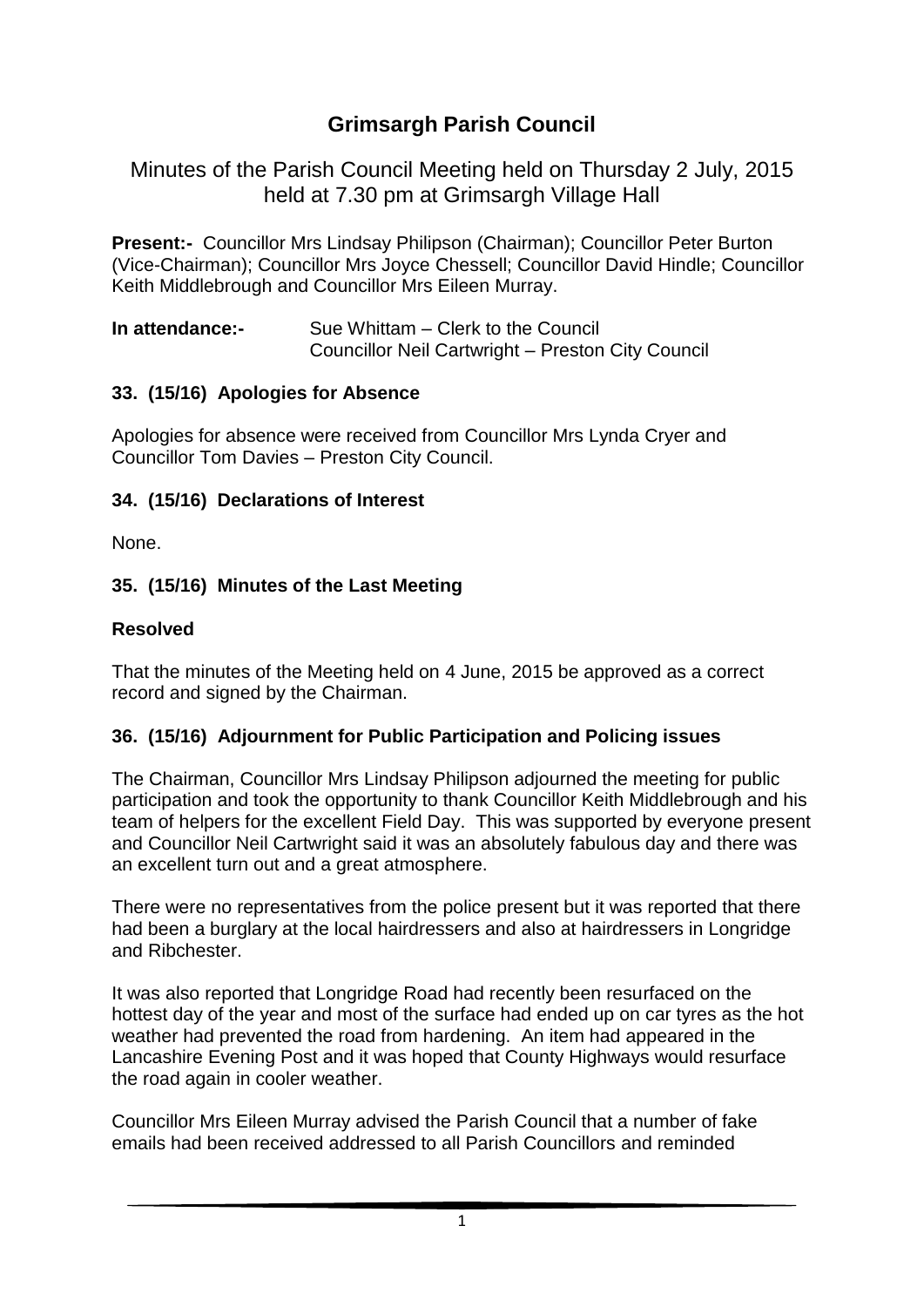# Grimsargh Parish Council

## Minutes of the Parish Council Meeting held on Thursday 2 July, 2015 held at 7.30 pm at Grimsargh Village Hall

**Present:-** Councillor Mrs Lindsay Philipson (Chairman); Councillor Peter Burton (Vice-Chairman); Councillor Mrs Joyce Chessell; Councillor David Hindle; Councillor Keith Middlebrough and Councillor Mrs Eileen Murray.

**In attendance:-** Sue Whittam – Clerk to the Council
Councillor Neil Cartwright – Preston City Council

### 33. (15/16) Apologies for Absence

Apologies for absence were received from Councillor Mrs Lynda Cryer and Councillor Tom Davies – Preston City Council.

### 34. (15/16) Declarations of Interest

None.

### 35. (15/16) Minutes of the Last Meeting

**Resolved**

That the minutes of the Meeting held on 4 June, 2015 be approved as a correct record and signed by the Chairman.

### 36. (15/16) Adjournment for Public Participation and Policing issues

The Chairman, Councillor Mrs Lindsay Philipson adjourned the meeting for public participation and took the opportunity to thank Councillor Keith Middlebrough and his team of helpers for the excellent Field Day. This was supported by everyone present and Councillor Neil Cartwright said it was an absolutely fabulous day and there was an excellent turn out and a great atmosphere.

There were no representatives from the police present but it was reported that there had been a burglary at the local hairdressers and also at hairdressers in Longridge and Ribchester.

It was also reported that Longridge Road had recently been resurfaced on the hottest day of the year and most of the surface had ended up on car tyres as the hot weather had prevented the road from hardening. An item had appeared in the Lancashire Evening Post and it was hoped that County Highways would resurface the road again in cooler weather.

Councillor Mrs Eileen Murray advised the Parish Council that a number of fake emails had been received addressed to all Parish Councillors and reminded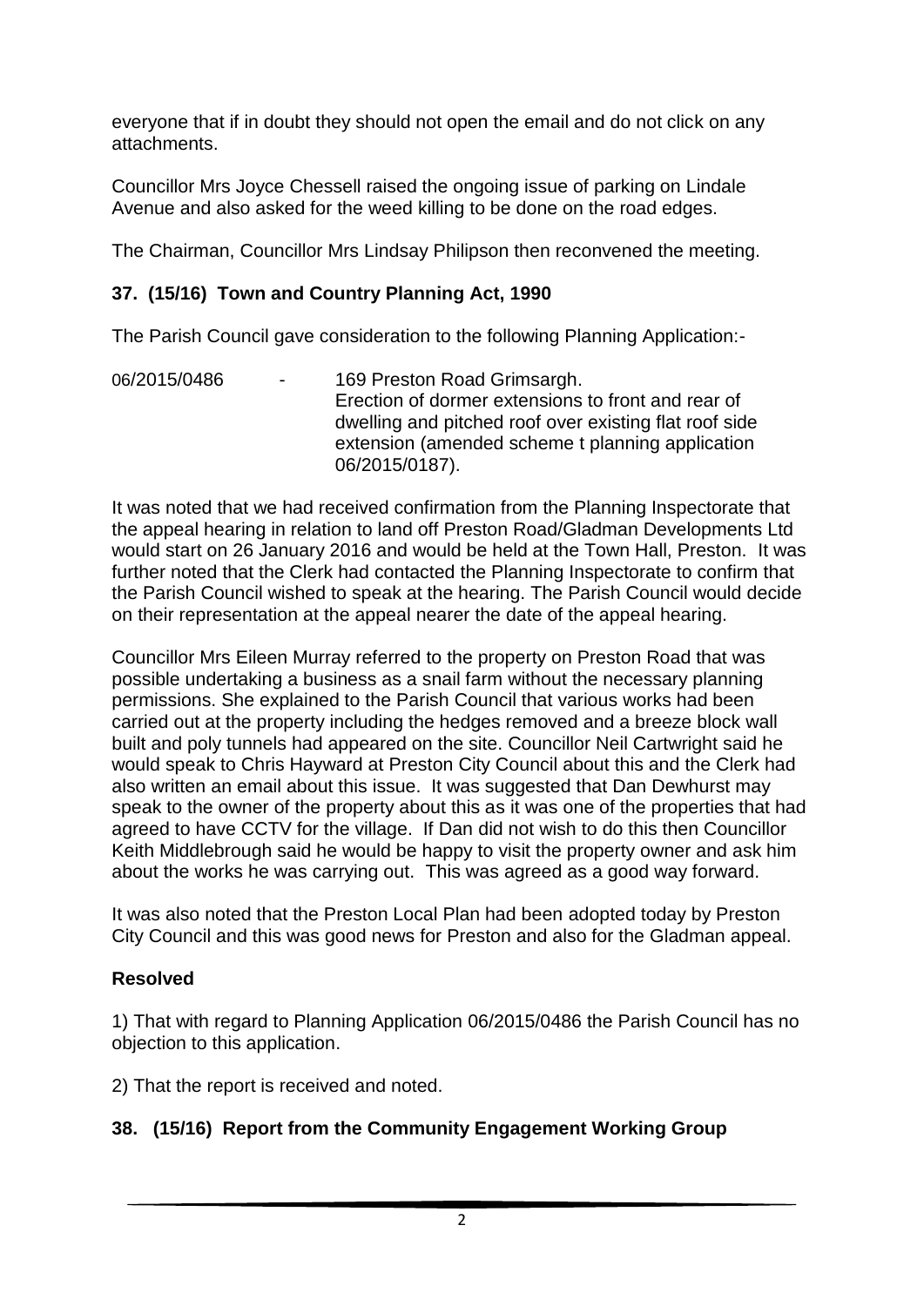everyone that if in doubt they should not open the email and do not click on any attachments.

Councillor Mrs Joyce Chessell raised the ongoing issue of parking on Lindale Avenue and also asked for the weed killing to be done on the road edges.

The Chairman, Councillor Mrs Lindsay Philipson then reconvened the meeting.

## 37. (15/16) Town and Country Planning Act, 1990

The Parish Council gave consideration to the following Planning Application:-

06/2015/0486 - 169 Preston Road Grimsargh.
Erection of dormer extensions to front and rear of dwelling and pitched roof over existing flat roof side extension (amended scheme t planning application 06/2015/0187).

It was noted that we had received confirmation from the Planning Inspectorate that the appeal hearing in relation to land off Preston Road/Gladman Developments Ltd would start on 26 January 2016 and would be held at the Town Hall, Preston. It was further noted that the Clerk had contacted the Planning Inspectorate to confirm that the Parish Council wished to speak at the hearing. The Parish Council would decide on their representation at the appeal nearer the date of the appeal hearing.

Councillor Mrs Eileen Murray referred to the property on Preston Road that was possible undertaking a business as a snail farm without the necessary planning permissions. She explained to the Parish Council that various works had been carried out at the property including the hedges removed and a breeze block wall built and poly tunnels had appeared on the site. Councillor Neil Cartwright said he would speak to Chris Hayward at Preston City Council about this and the Clerk had also written an email about this issue. It was suggested that Dan Dewhurst may speak to the owner of the property about this as it was one of the properties that had agreed to have CCTV for the village. If Dan did not wish to do this then Councillor Keith Middlebrough said he would be happy to visit the property owner and ask him about the works he was carrying out. This was agreed as a good way forward.

It was also noted that the Preston Local Plan had been adopted today by Preston City Council and this was good news for Preston and also for the Gladman appeal.

**Resolved**

1) That with regard to Planning Application 06/2015/0486 the Parish Council has no objection to this application.

2) That the report is received and noted.

## 38. (15/16) Report from the Community Engagement Working Group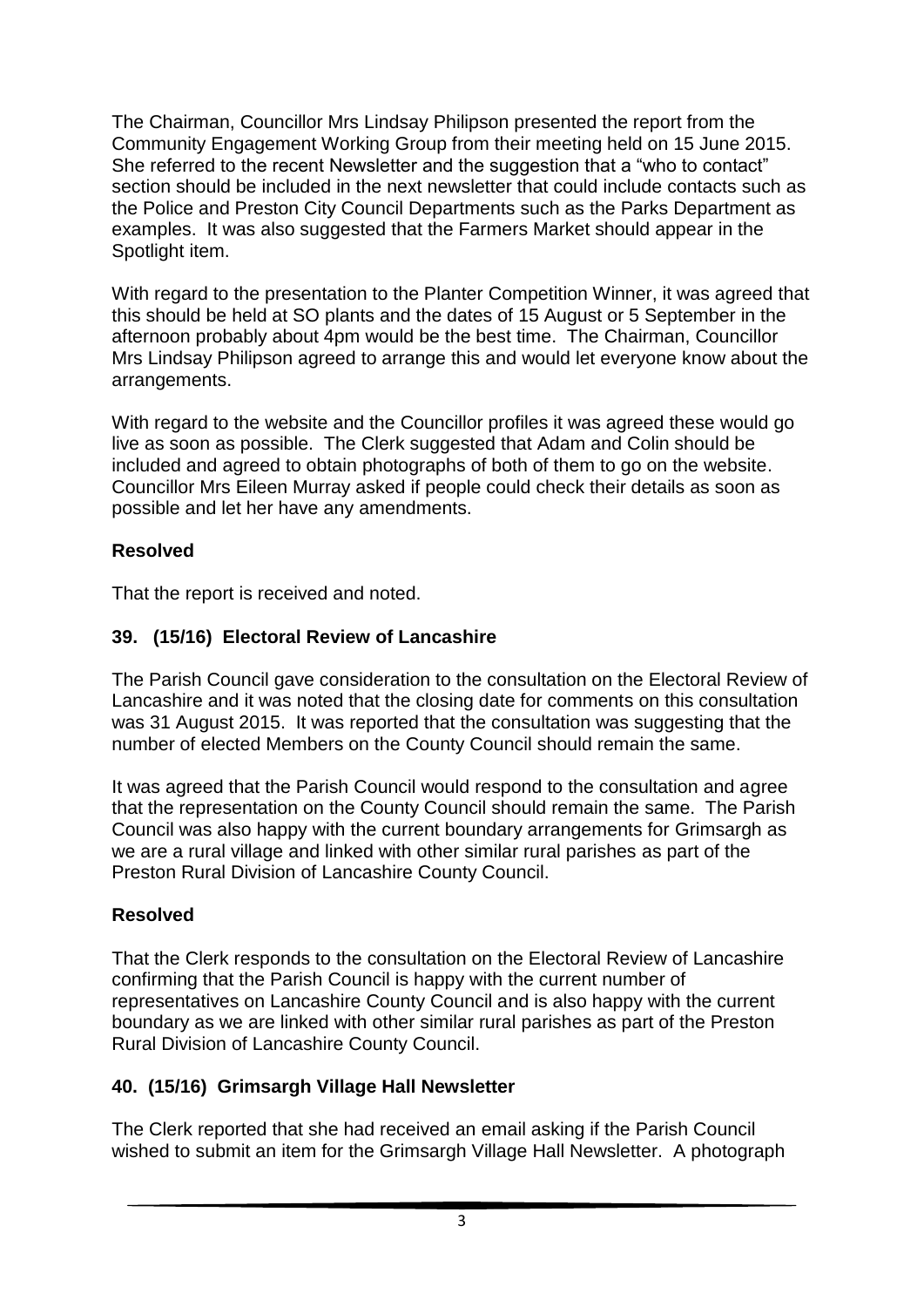The Chairman, Councillor Mrs Lindsay Philipson presented the report from the Community Engagement Working Group from their meeting held on 15 June 2015. She referred to the recent Newsletter and the suggestion that a "who to contact" section should be included in the next newsletter that could include contacts such as the Police and Preston City Council Departments such as the Parks Department as examples. It was also suggested that the Farmers Market should appear in the Spotlight item.

With regard to the presentation to the Planter Competition Winner, it was agreed that this should be held at SO plants and the dates of 15 August or 5 September in the afternoon probably about 4pm would be the best time. The Chairman, Councillor Mrs Lindsay Philipson agreed to arrange this and would let everyone know about the arrangements.

With regard to the website and the Councillor profiles it was agreed these would go live as soon as possible. The Clerk suggested that Adam and Colin should be included and agreed to obtain photographs of both of them to go on the website. Councillor Mrs Eileen Murray asked if people could check their details as soon as possible and let her have any amendments.

**Resolved**

That the report is received and noted.

## 39. (15/16) Electoral Review of Lancashire

The Parish Council gave consideration to the consultation on the Electoral Review of Lancashire and it was noted that the closing date for comments on this consultation was 31 August 2015. It was reported that the consultation was suggesting that the number of elected Members on the County Council should remain the same.

It was agreed that the Parish Council would respond to the consultation and agree that the representation on the County Council should remain the same. The Parish Council was also happy with the current boundary arrangements for Grimsargh as we are a rural village and linked with other similar rural parishes as part of the Preston Rural Division of Lancashire County Council.

**Resolved**

That the Clerk responds to the consultation on the Electoral Review of Lancashire confirming that the Parish Council is happy with the current number of representatives on Lancashire County Council and is also happy with the current boundary as we are linked with other similar rural parishes as part of the Preston Rural Division of Lancashire County Council.

## 40. (15/16) Grimsargh Village Hall Newsletter

The Clerk reported that she had received an email asking if the Parish Council wished to submit an item for the Grimsargh Village Hall Newsletter. A photograph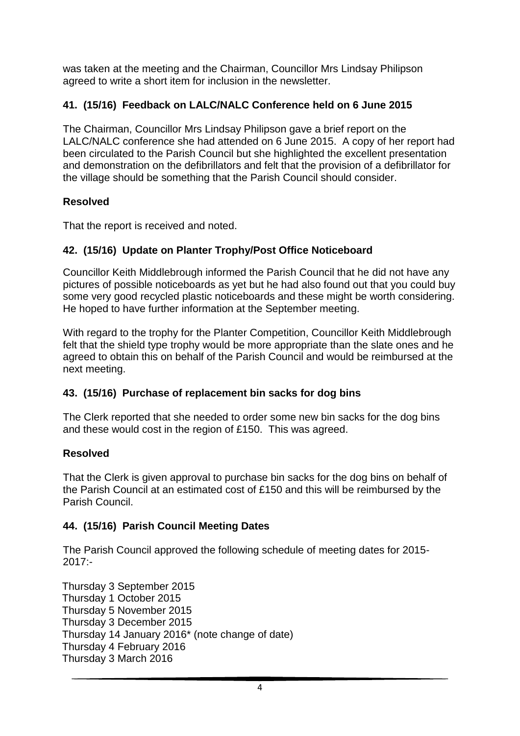was taken at the meeting and the Chairman, Councillor Mrs Lindsay Philipson agreed to write a short item for inclusion in the newsletter.

## 41. (15/16) Feedback on LALC/NALC Conference held on 6 June 2015

The Chairman, Councillor Mrs Lindsay Philipson gave a brief report on the LALC/NALC conference she had attended on 6 June 2015. A copy of her report had been circulated to the Parish Council but she highlighted the excellent presentation and demonstration on the defibrillators and felt that the provision of a defibrillator for the village should be something that the Parish Council should consider.

**Resolved**

That the report is received and noted.

## 42. (15/16) Update on Planter Trophy/Post Office Noticeboard

Councillor Keith Middlebrough informed the Parish Council that he did not have any pictures of possible noticeboards as yet but he had also found out that you could buy some very good recycled plastic noticeboards and these might be worth considering. He hoped to have further information at the September meeting.

With regard to the trophy for the Planter Competition, Councillor Keith Middlebrough felt that the shield type trophy would be more appropriate than the slate ones and he agreed to obtain this on behalf of the Parish Council and would be reimbursed at the next meeting.

## 43. (15/16) Purchase of replacement bin sacks for dog bins

The Clerk reported that she needed to order some new bin sacks for the dog bins and these would cost in the region of £150. This was agreed.

**Resolved**

That the Clerk is given approval to purchase bin sacks for the dog bins on behalf of the Parish Council at an estimated cost of £150 and this will be reimbursed by the Parish Council.

## 44. (15/16) Parish Council Meeting Dates

The Parish Council approved the following schedule of meeting dates for 2015-2017:-

Thursday 3 September 2015
Thursday 1 October 2015
Thursday 5 November 2015
Thursday 3 December 2015
Thursday 14 January 2016* (note change of date)
Thursday 4 February 2016
Thursday 3 March 2016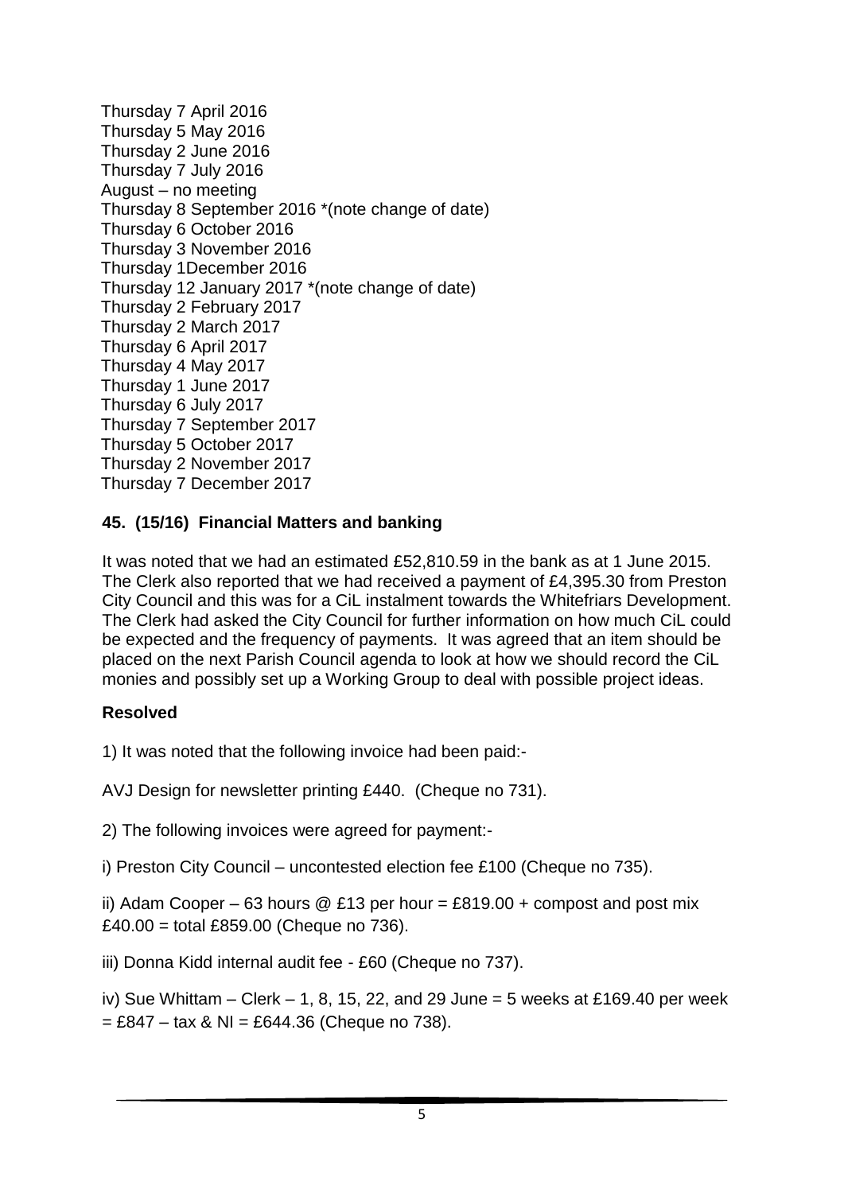Thursday 7 April 2016
Thursday 5 May 2016
Thursday 2 June 2016
Thursday 7 July 2016
August – no meeting
Thursday 8 September 2016 *(note change of date)
Thursday 6 October 2016
Thursday 3 November 2016
Thursday 1December 2016
Thursday 12 January 2017 *(note change of date)
Thursday 2 February 2017
Thursday 2 March 2017
Thursday 6 April 2017
Thursday 4 May 2017
Thursday 1 June 2017
Thursday 6 July 2017
Thursday 7 September 2017
Thursday 5 October 2017
Thursday 2 November 2017
Thursday 7 December 2017

### 45. (15/16) Financial Matters and banking

It was noted that we had an estimated £52,810.59 in the bank as at 1 June 2015. The Clerk also reported that we had received a payment of £4,395.30 from Preston City Council and this was for a CiL instalment towards the Whitefriars Development. The Clerk had asked the City Council for further information on how much CiL could be expected and the frequency of payments. It was agreed that an item should be placed on the next Parish Council agenda to look at how we should record the CiL monies and possibly set up a Working Group to deal with possible project ideas.

**Resolved**

1) It was noted that the following invoice had been paid:-

AVJ Design for newsletter printing £440. (Cheque no 731).

2) The following invoices were agreed for payment:-

i) Preston City Council – uncontested election fee £100 (Cheque no 735).

ii) Adam Cooper – 63 hours @ £13 per hour = £819.00 + compost and post mix £40.00 = total £859.00 (Cheque no 736).

iii) Donna Kidd internal audit fee - £60 (Cheque no 737).

iv) Sue Whittam – Clerk – 1, 8, 15, 22, and 29 June = 5 weeks at £169.40 per week = £847 – tax & NI = £644.36 (Cheque no 738).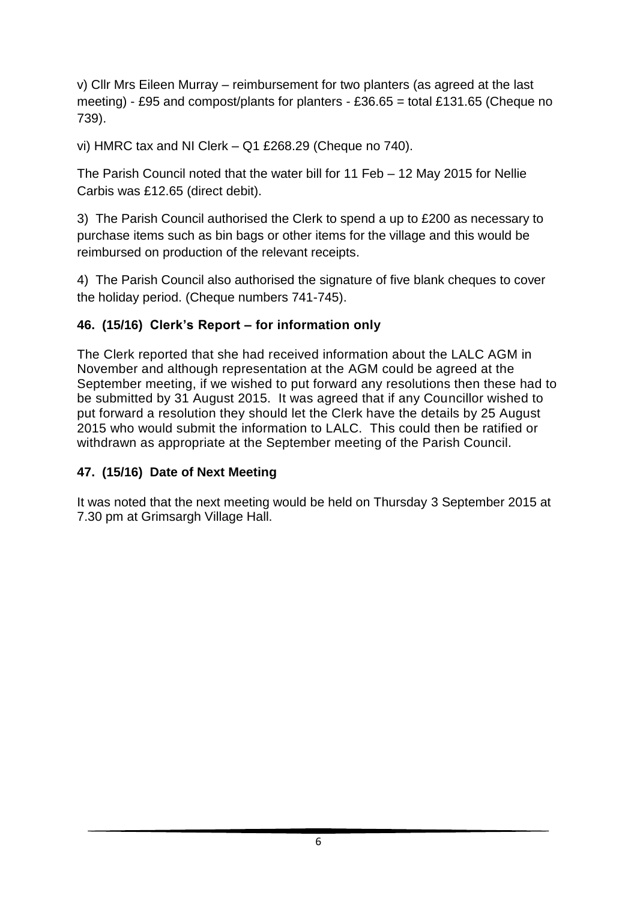v) Cllr Mrs Eileen Murray – reimbursement for two planters (as agreed at the last meeting) - £95 and compost/plants for planters - £36.65 = total £131.65 (Cheque no 739).

vi) HMRC tax and NI Clerk – Q1 £268.29 (Cheque no 740).

The Parish Council noted that the water bill for 11 Feb – 12 May 2015 for Nellie Carbis was £12.65 (direct debit).

3) The Parish Council authorised the Clerk to spend a up to £200 as necessary to purchase items such as bin bags or other items for the village and this would be reimbursed on production of the relevant receipts.

4) The Parish Council also authorised the signature of five blank cheques to cover the holiday period. (Cheque numbers 741-745).

### 46. (15/16) Clerk's Report – for information only

The Clerk reported that she had received information about the LALC AGM in November and although representation at the AGM could be agreed at the September meeting, if we wished to put forward any resolutions then these had to be submitted by 31 August 2015. It was agreed that if any Councillor wished to put forward a resolution they should let the Clerk have the details by 25 August 2015 who would submit the information to LALC. This could then be ratified or withdrawn as appropriate at the September meeting of the Parish Council.

### 47. (15/16) Date of Next Meeting

It was noted that the next meeting would be held on Thursday 3 September 2015 at 7.30 pm at Grimsargh Village Hall.